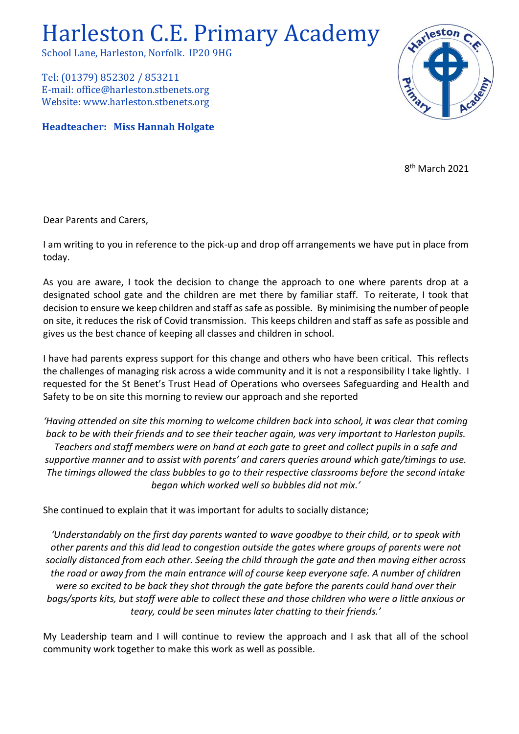# Harleston C.E. Primary Academy

School Lane, Harleston, Norfolk. IP20 9HG

Tel: (01379) 852302 / 853211
E-mail: office@harleston.stbenets.org
Website: www.harleston.stbenets.org

**Headteacher: Miss Hannah Holgate**

8th March 2021

Dear Parents and Carers,

I am writing to you in reference to the pick-up and drop off arrangements we have put in place from today.

As you are aware, I took the decision to change the approach to one where parents drop at a designated school gate and the children are met there by familiar staff. To reiterate, I took that decision to ensure we keep children and staff as safe as possible. By minimising the number of people on site, it reduces the risk of Covid transmission. This keeps children and staff as safe as possible and gives us the best chance of keeping all classes and children in school.

I have had parents express support for this change and others who have been critical. This reflects the challenges of managing risk across a wide community and it is not a responsibility I take lightly. I requested for the St Benet's Trust Head of Operations who oversees Safeguarding and Health and Safety to be on site this morning to review our approach and she reported

*'Having attended on site this morning to welcome children back into school, it was clear that coming back to be with their friends and to see their teacher again, was very important to Harleston pupils. Teachers and staff members were on hand at each gate to greet and collect pupils in a safe and supportive manner and to assist with parents' and carers queries around which gate/timings to use. The timings allowed the class bubbles to go to their respective classrooms before the second intake began which worked well so bubbles did not mix.'*

She continued to explain that it was important for adults to socially distance;

*'Understandably on the first day parents wanted to wave goodbye to their child, or to speak with other parents and this did lead to congestion outside the gates where groups of parents were not socially distanced from each other. Seeing the child through the gate and then moving either across the road or away from the main entrance will of course keep everyone safe. A number of children were so excited to be back they shot through the gate before the parents could hand over their bags/sports kits, but staff were able to collect these and those children who were a little anxious or teary, could be seen minutes later chatting to their friends.'*

My Leadership team and I will continue to review the approach and I ask that all of the school community work together to make this work as well as possible.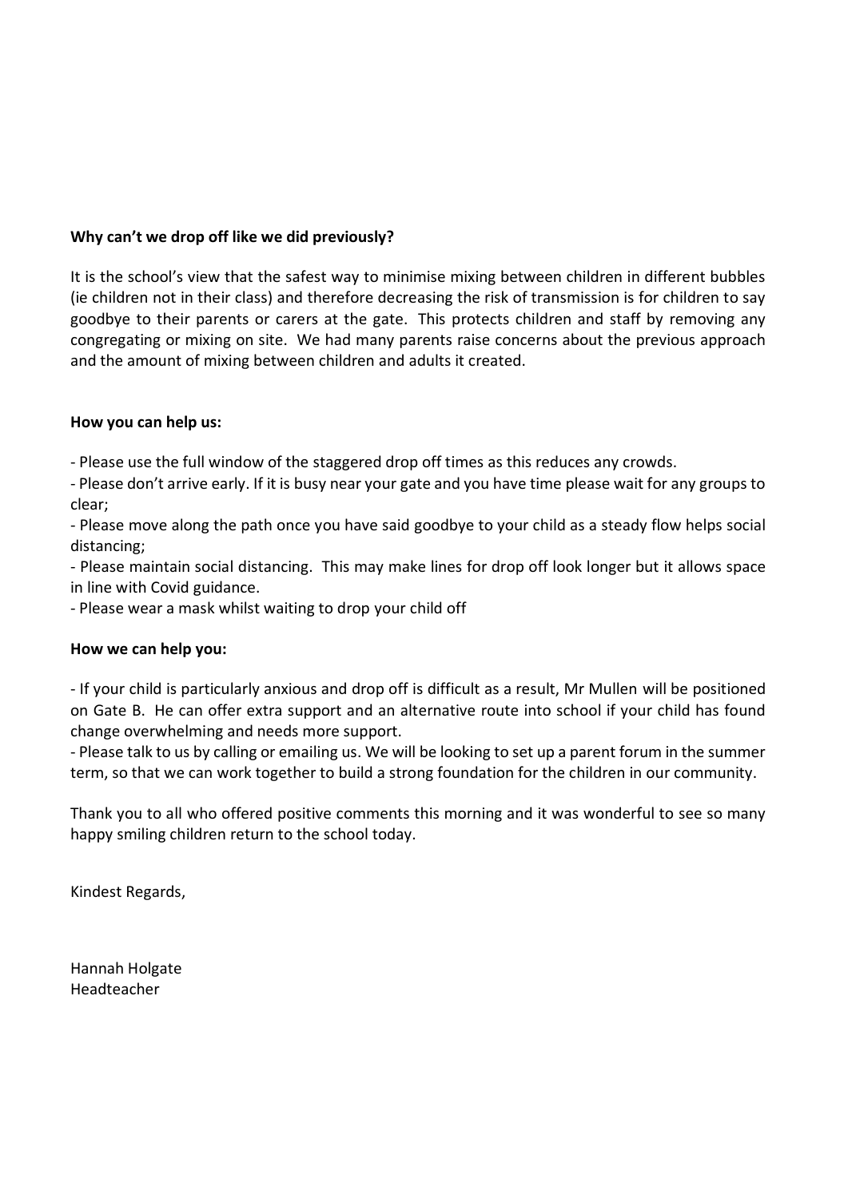**Why can't we drop off like we did previously?**

It is the school's view that the safest way to minimise mixing between children in different bubbles (ie children not in their class) and therefore decreasing the risk of transmission is for children to say goodbye to their parents or carers at the gate. This protects children and staff by removing any congregating or mixing on site. We had many parents raise concerns about the previous approach and the amount of mixing between children and adults it created.

**How you can help us:**

- Please use the full window of the staggered drop off times as this reduces any crowds.
- Please don't arrive early. If it is busy near your gate and you have time please wait for any groups to clear;
- Please move along the path once you have said goodbye to your child as a steady flow helps social distancing;
- Please maintain social distancing. This may make lines for drop off look longer but it allows space in line with Covid guidance.
- Please wear a mask whilst waiting to drop your child off

**How we can help you:**

- If your child is particularly anxious and drop off is difficult as a result, Mr Mullen will be positioned on Gate B. He can offer extra support and an alternative route into school if your child has found change overwhelming and needs more support.
- Please talk to us by calling or emailing us. We will be looking to set up a parent forum in the summer term, so that we can work together to build a strong foundation for the children in our community.

Thank you to all who offered positive comments this morning and it was wonderful to see so many happy smiling children return to the school today.

Kindest Regards,

Hannah Holgate
Headteacher